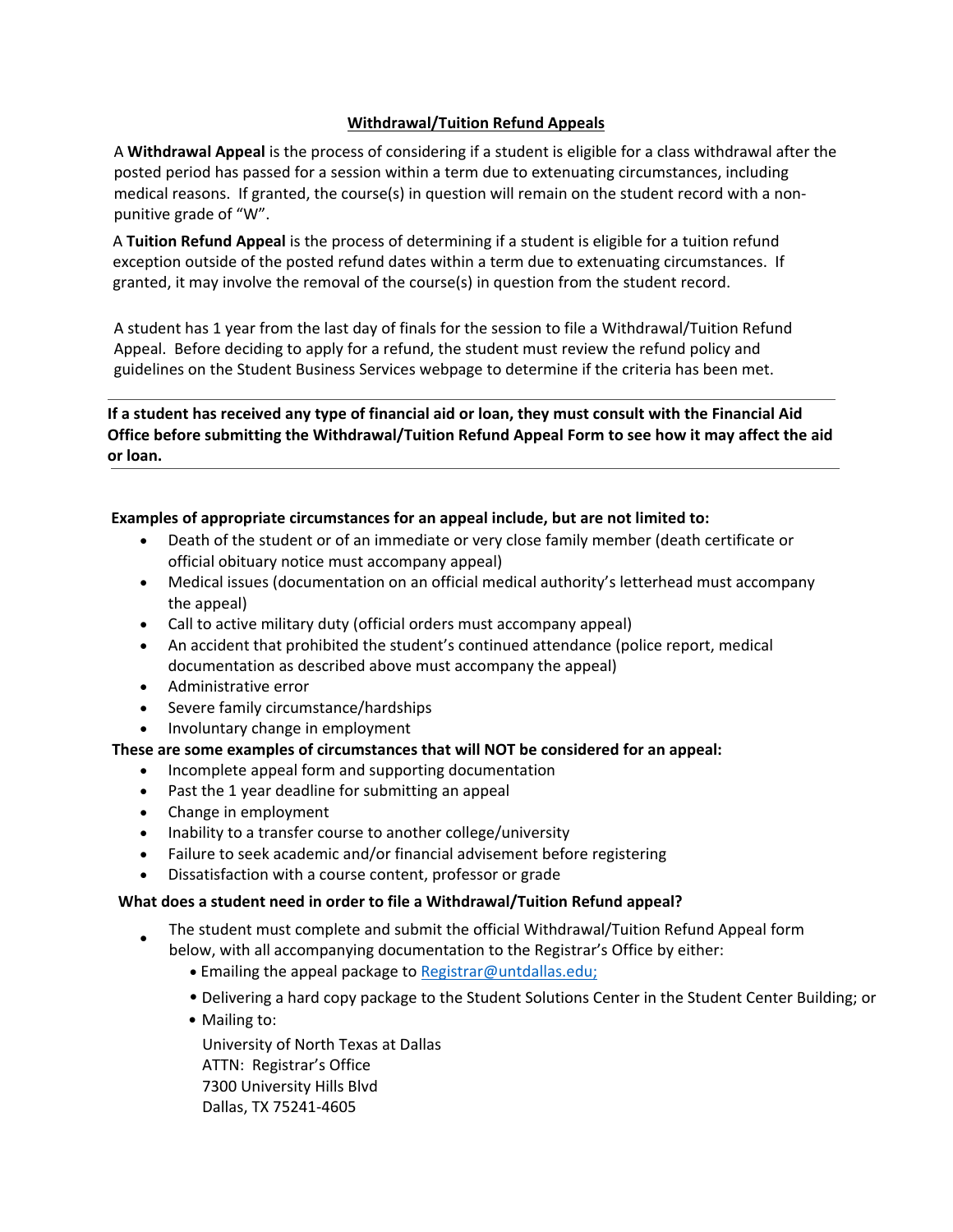# Withdrawal/Tuition Refund Appeals

A **Withdrawal Appeal** is the process of considering if a student is eligible for a class withdrawal after the posted period has passed for a session within a term due to extenuating circumstances, including medical reasons. If granted, the course(s) in question will remain on the student record with a non-punitive grade of "W".

A **Tuition Refund Appeal** is the process of determining if a student is eligible for a tuition refund exception outside of the posted refund dates within a term due to extenuating circumstances. If granted, it may involve the removal of the course(s) in question from the student record.

A student has 1 year from the last day of finals for the session to file a Withdrawal/Tuition Refund Appeal. Before deciding to apply for a refund, the student must review the refund policy and guidelines on the Student Business Services webpage to determine if the criteria has been met.

---

**If a student has received any type of financial aid or loan, they must consult with the Financial Aid Office before submitting the Withdrawal/Tuition Refund Appeal Form to see how it may affect the aid or loan.**

---

**Examples of appropriate circumstances for an appeal include, but are not limited to:**

- Death of the student or of an immediate or very close family member (death certificate or official obituary notice must accompany appeal)
- Medical issues (documentation on an official medical authority's letterhead must accompany the appeal)
- Call to active military duty (official orders must accompany appeal)
- An accident that prohibited the student's continued attendance (police report, medical documentation as described above must accompany the appeal)
- Administrative error
- Severe family circumstance/hardships
- Involuntary change in employment

**These are some examples of circumstances that will NOT be considered for an appeal:**

- Incomplete appeal form and supporting documentation
- Past the 1 year deadline for submitting an appeal
- Change in employment
- Inability to a transfer course to another college/university
- Failure to seek academic and/or financial advisement before registering
- Dissatisfaction with a course content, professor or grade

**What does a student need in order to file a Withdrawal/Tuition Refund appeal?**

- The student must complete and submit the official Withdrawal/Tuition Refund Appeal form below, with all accompanying documentation to the Registrar's Office by either:
  - Emailing the appeal package to Registrar@untdallas.edu;
  - Delivering a hard copy package to the Student Solutions Center in the Student Center Building; or
  - Mailing to:

    University of North Texas at Dallas
    ATTN: Registrar's Office
    7300 University Hills Blvd
    Dallas, TX 75241-4605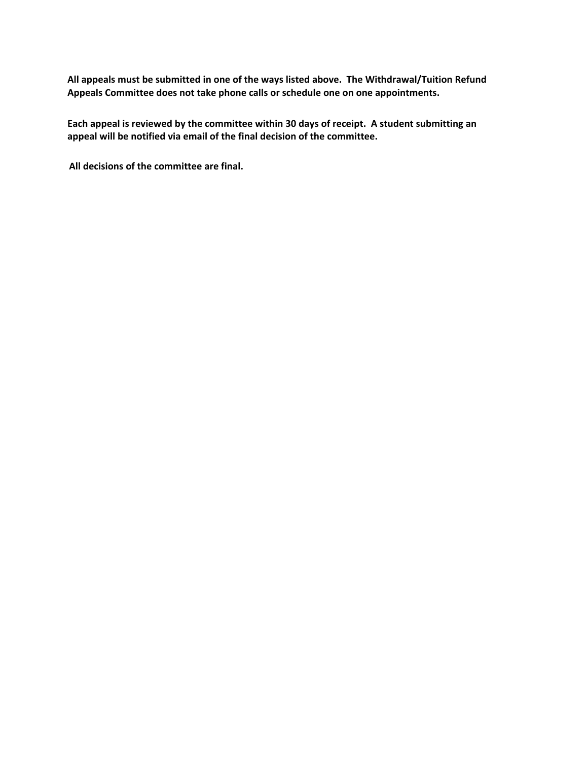**All appeals must be submitted in one of the ways listed above. The Withdrawal/Tuition Refund Appeals Committee does not take phone calls or schedule one on one appointments.**

**Each appeal is reviewed by the committee within 30 days of receipt. A student submitting an appeal will be notified via email of the final decision of the committee.**

**All decisions of the committee are final.**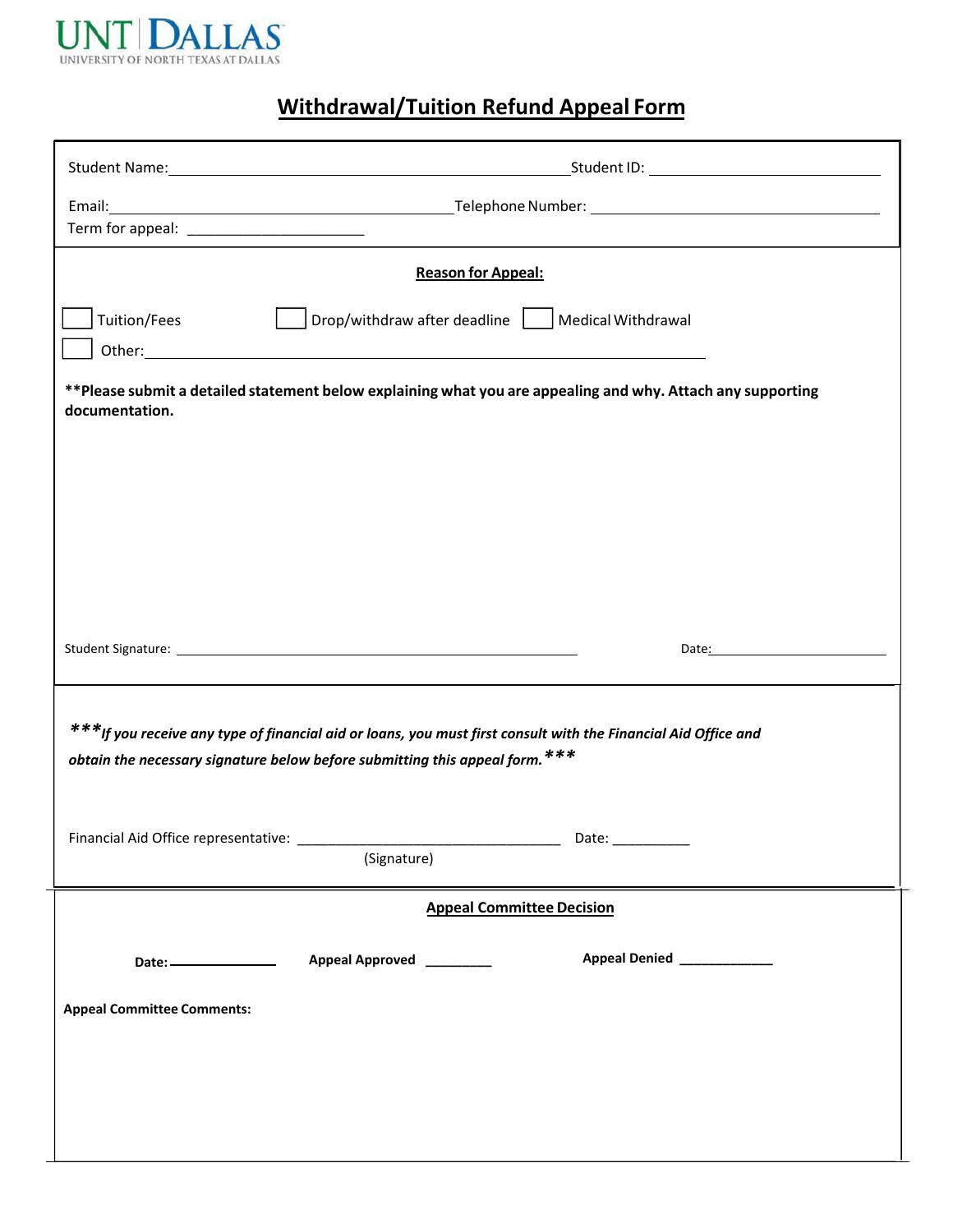UNT | DALLAS
UNIVERSITY OF NORTH TEXAS AT DALLAS

# Withdrawal/Tuition Refund Appeal Form

Student Name: ______________________________ Student ID: ______________________

Email: ______________________________ Telephone Number: ______________________

Term for appeal: ____________________

**Reason for Appeal:**

☐ Tuition/Fees ☐ Drop/withdraw after deadline ☐ Medical Withdrawal

☐ Other: ________________________________________________

**\*\*Please submit a detailed statement below explaining what you are appealing and why. Attach any supporting documentation.**

Student Signature: ______________________________ Date: ______________

***\*\*\*If you receive any type of financial aid or loans, you must first consult with the Financial Aid Office and obtain the necessary signature below before submitting this appeal form.\*\*\****

Financial Aid Office representative: ______________________________ Date: __________
(Signature)

**Appeal Committee Decision**

**Date:** ______________ **Appeal Approved** ________ **Appeal Denied** ____________

**Appeal Committee Comments:**